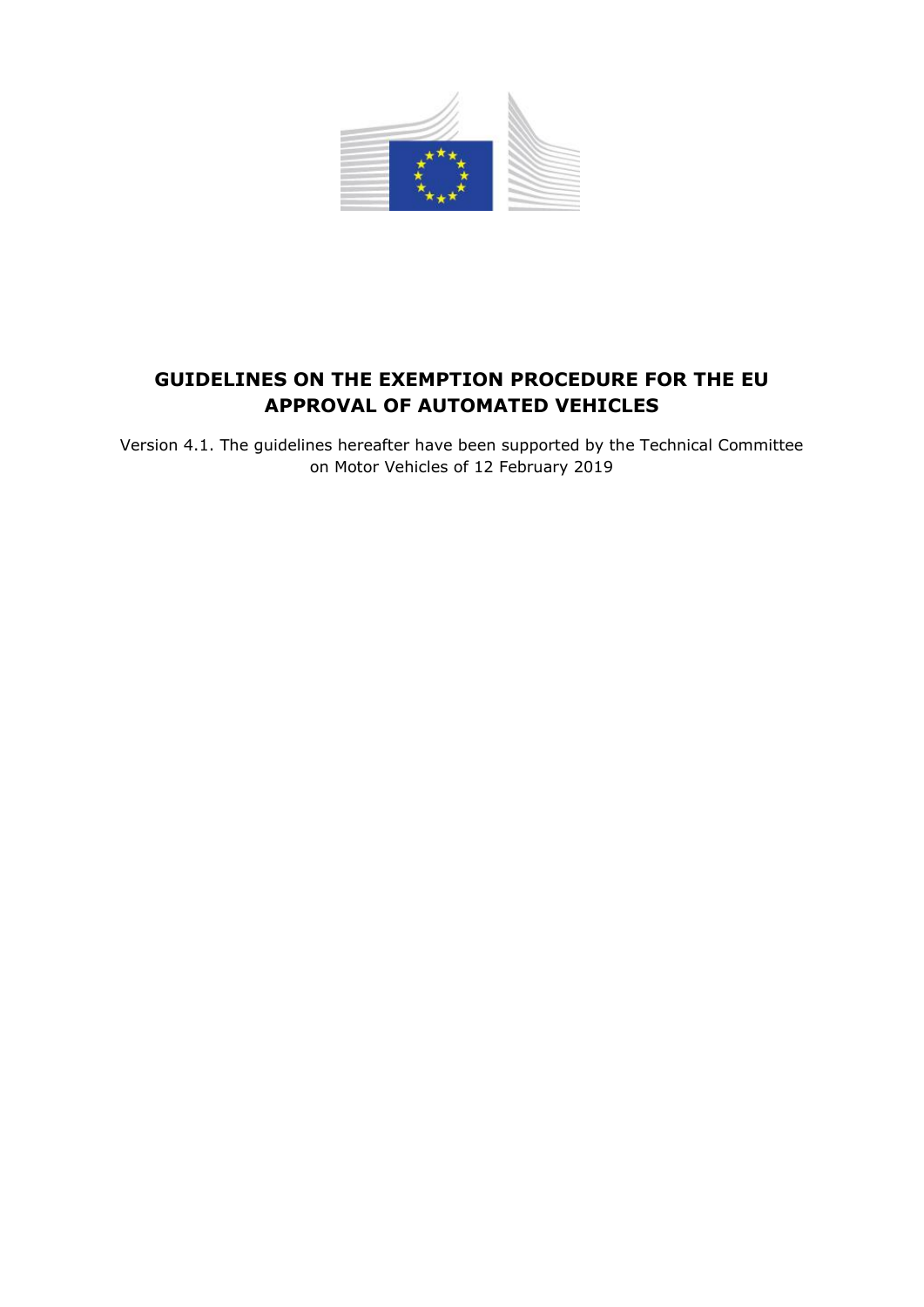# GUIDELINES ON THE EXEMPTION PROCEDURE FOR THE EU APPROVAL OF AUTOMATED VEHICLES

Version 4.1. The guidelines hereafter have been supported by the Technical Committee on Motor Vehicles of 12 February 2019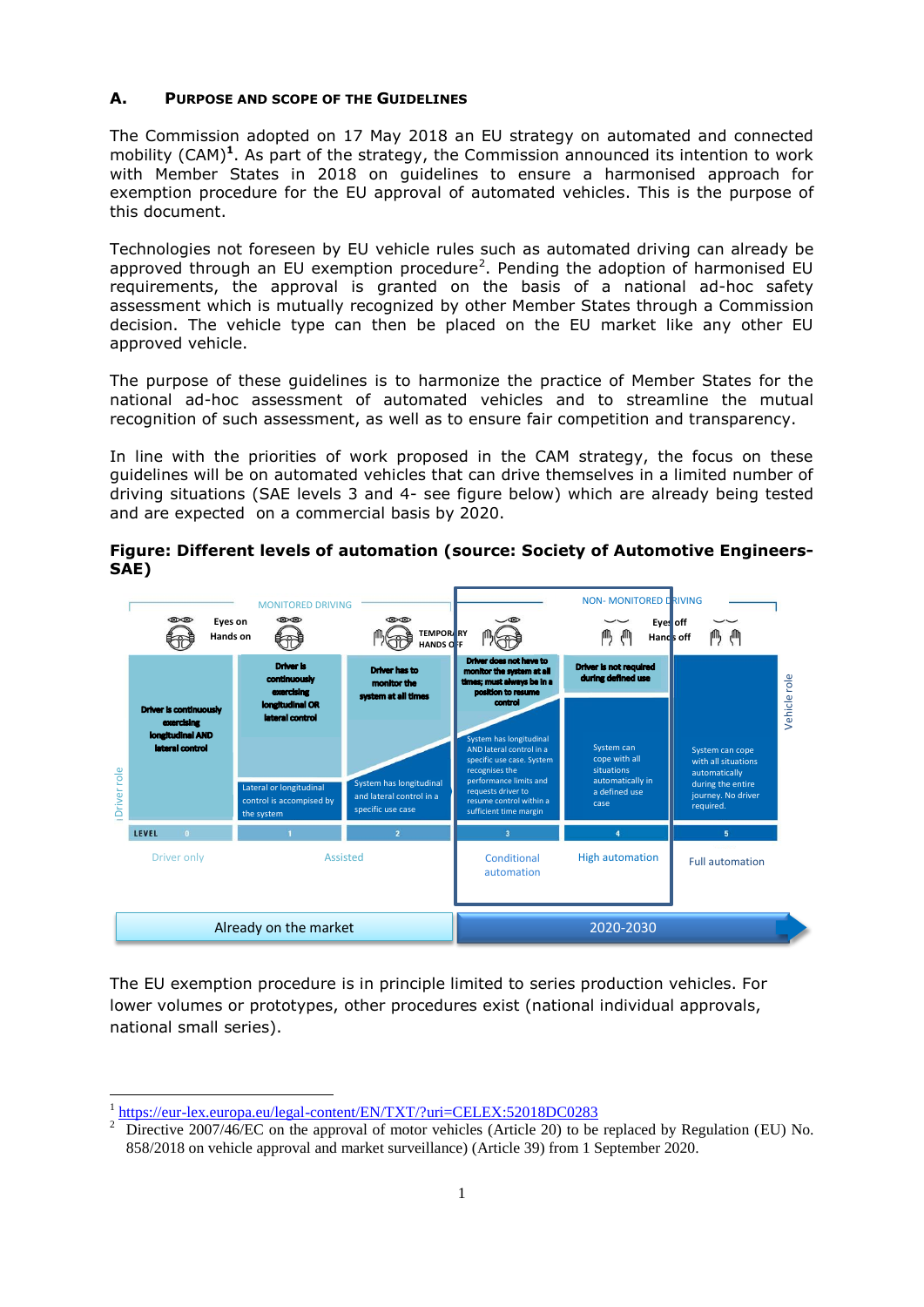## A. PURPOSE AND SCOPE OF THE GUIDELINES

The Commission adopted on 17 May 2018 an EU strategy on automated and connected mobility (CAM)**[1]**. As part of the strategy, the Commission announced its intention to work with Member States in 2018 on guidelines to ensure a harmonised approach for exemption procedure for the EU approval of automated vehicles. This is the purpose of this document.

Technologies not foreseen by EU vehicle rules such as automated driving can already be approved through an EU exemption procedure[2]. Pending the adoption of harmonised EU requirements, the approval is granted on the basis of a national ad-hoc safety assessment which is mutually recognized by other Member States through a Commission decision. The vehicle type can then be placed on the EU market like any other EU approved vehicle.

The purpose of these guidelines is to harmonize the practice of Member States for the national ad-hoc assessment of automated vehicles and to streamline the mutual recognition of such assessment, as well as to ensure fair competition and transparency.

In line with the priorities of work proposed in the CAM strategy, the focus on these guidelines will be on automated vehicles that can drive themselves in a limited number of driving situations (SAE levels 3 and 4- see figure below) which are already being tested and are expected on a commercial basis by 2020.

**Figure: Different levels of automation (source: Society of Automotive Engineers-SAE)**

| | MONITORED DRIVING | | | NON- MONITORED DRIVING | | |
|---|---|---|---|---|---|---|
| | Eyes on, Hands on | Eyes on, Hands on | TEMPORARY HANDS OFF | | Eyes off, Hands off | |
| Driver role | Driver is continuously exercising longitudinal AND lateral control | Driver is continuously exercising longitudinal OR lateral control | Driver has to monitor the system at all times | Driver does not have to monitor the system at all times; must always be in a position to resume control | Driver is not required during defined use | |
| Vehicle role | | Lateral or longitudinal control is accompanied by the system | System has longitudinal and lateral control in a specific use case | System has longitudinal AND lateral control in a specific use case. System recognizes the performance limits and requests driver to resume control within a sufficient time margin | System can cope with all situations automatically in a defined use case | System can cope with all situations automatically during the entire journey. No driver required. |
| LEVEL | 0 | 1 | 2 | 3 | 4 | 5 |
| | Driver only | Assisted | | Conditional automation | High automation | Full automation |
| | Already on the market | | | 2020-2030 | | |

The EU exemption procedure is in principle limited to series production vehicles. For lower volumes or prototypes, other procedures exist (national individual approvals, national small series).

---

[1] https://eur-lex.europa.eu/legal-content/EN/TXT/?uri=CELEX:52018DC0283

[2] Directive 2007/46/EC on the approval of motor vehicles (Article 20) to be replaced by Regulation (EU) No. 858/2018 on vehicle approval and market surveillance) (Article 39) from 1 September 2020.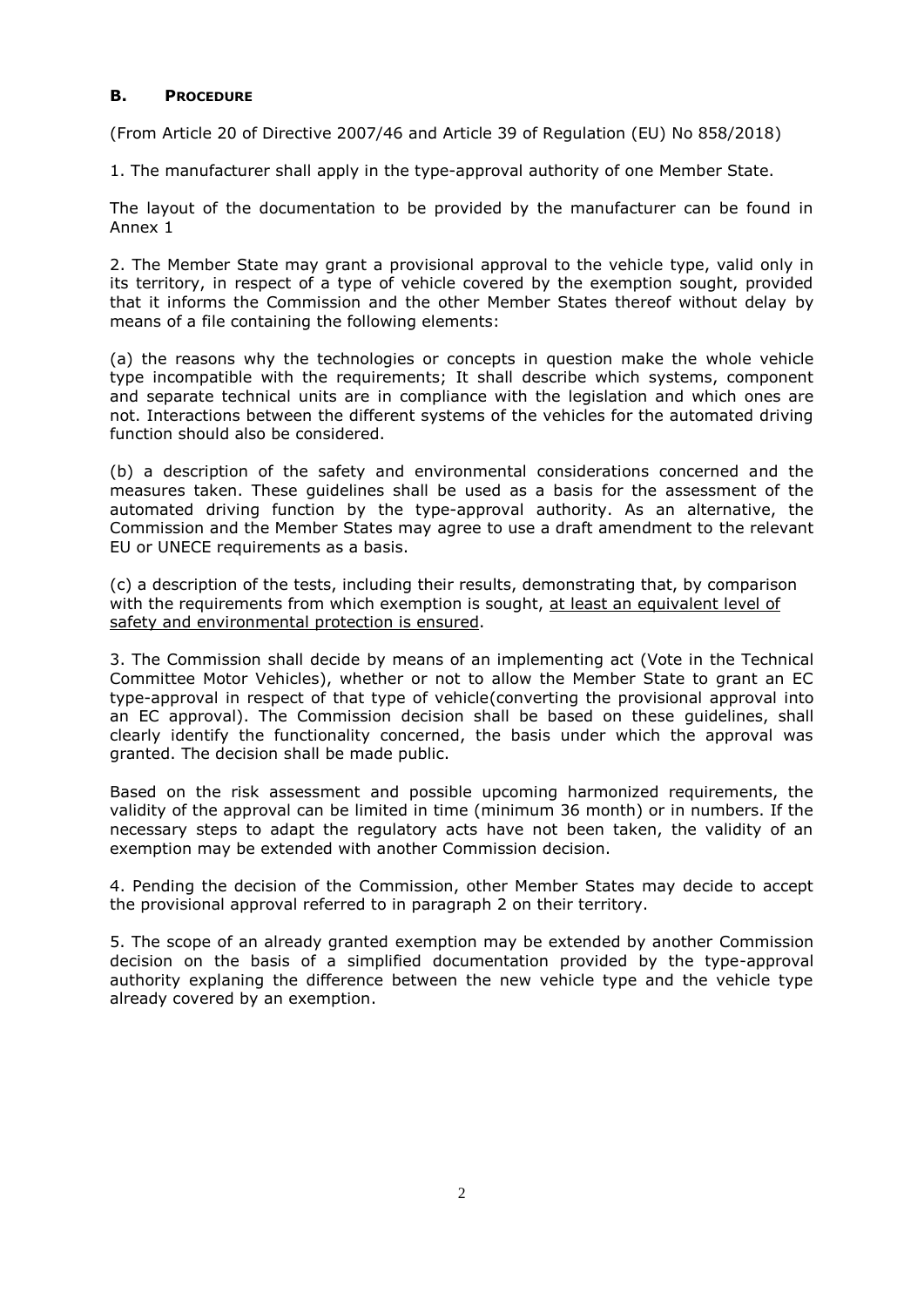## B. PROCEDURE

(From Article 20 of Directive 2007/46 and Article 39 of Regulation (EU) No 858/2018)

1. The manufacturer shall apply in the type-approval authority of one Member State.

The layout of the documentation to be provided by the manufacturer can be found in Annex 1

2. The Member State may grant a provisional approval to the vehicle type, valid only in its territory, in respect of a type of vehicle covered by the exemption sought, provided that it informs the Commission and the other Member States thereof without delay by means of a file containing the following elements:

(a) the reasons why the technologies or concepts in question make the whole vehicle type incompatible with the requirements; It shall describe which systems, component and separate technical units are in compliance with the legislation and which ones are not. Interactions between the different systems of the vehicles for the automated driving function should also be considered.

(b) a description of the safety and environmental considerations concerned and the measures taken. These guidelines shall be used as a basis for the assessment of the automated driving function by the type-approval authority. As an alternative, the Commission and the Member States may agree to use a draft amendment to the relevant EU or UNECE requirements as a basis.

(c) a description of the tests, including their results, demonstrating that, by comparison with the requirements from which exemption is sought, <u>at least an equivalent level of safety and environmental protection is ensured</u>.

3. The Commission shall decide by means of an implementing act (Vote in the Technical Committee Motor Vehicles), whether or not to allow the Member State to grant an EC type-approval in respect of that type of vehicle(converting the provisional approval into an EC approval). The Commission decision shall be based on these guidelines, shall clearly identify the functionality concerned, the basis under which the approval was granted. The decision shall be made public.

Based on the risk assessment and possible upcoming harmonized requirements, the validity of the approval can be limited in time (minimum 36 month) or in numbers. If the necessary steps to adapt the regulatory acts have not been taken, the validity of an exemption may be extended with another Commission decision.

4. Pending the decision of the Commission, other Member States may decide to accept the provisional approval referred to in paragraph 2 on their territory.

5. The scope of an already granted exemption may be extended by another Commission decision on the basis of a simplified documentation provided by the type-approval authority explaining the difference between the new vehicle type and the vehicle type already covered by an exemption.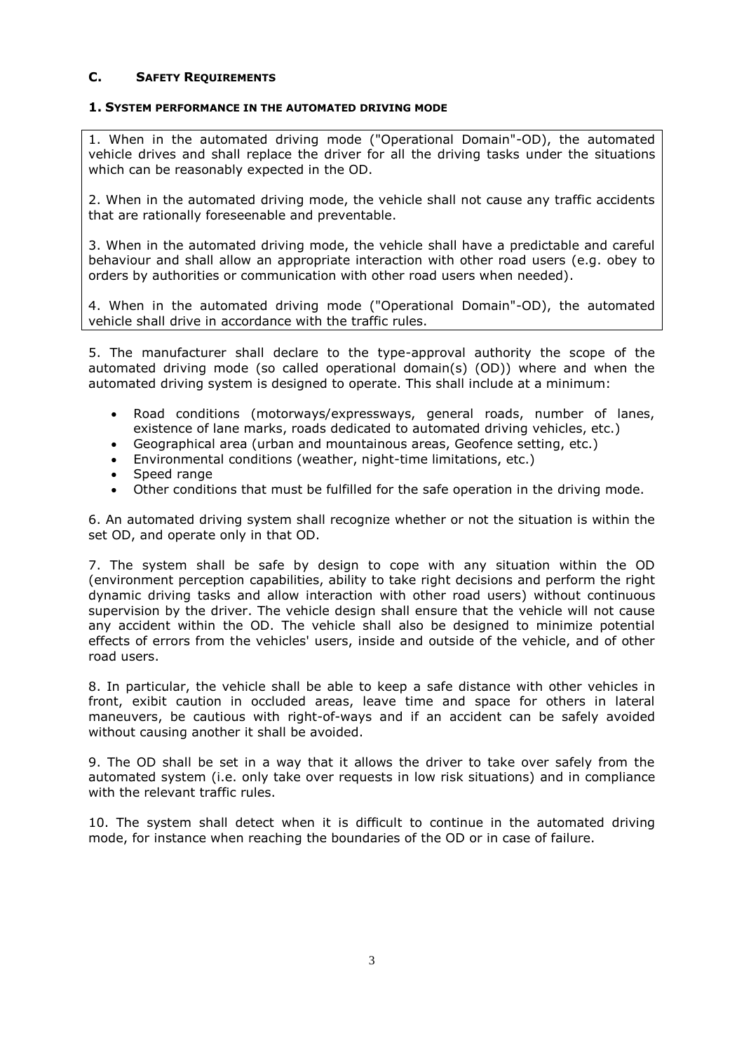## C. Safety Requirements

### 1. System performance in the automated driving mode

1. When in the automated driving mode ("Operational Domain"-OD), the automated vehicle drives and shall replace the driver for all the driving tasks under the situations which can be reasonably expected in the OD.

2. When in the automated driving mode, the vehicle shall not cause any traffic accidents that are rationally foreseenable and preventable.

3. When in the automated driving mode, the vehicle shall have a predictable and careful behaviour and shall allow an appropriate interaction with other road users (e.g. obey to orders by authorities or communication with other road users when needed).

4. When in the automated driving mode ("Operational Domain"-OD), the automated vehicle shall drive in accordance with the traffic rules.

5. The manufacturer shall declare to the type-approval authority the scope of the automated driving mode (so called operational domain(s) (OD)) where and when the automated driving system is designed to operate. This shall include at a minimum:

- Road conditions (motorways/expressways, general roads, number of lanes, existence of lane marks, roads dedicated to automated driving vehicles, etc.)
- Geographical area (urban and mountainous areas, Geofence setting, etc.)
- Environmental conditions (weather, night-time limitations, etc.)
- Speed range
- Other conditions that must be fulfilled for the safe operation in the driving mode.

6. An automated driving system shall recognize whether or not the situation is within the set OD, and operate only in that OD.

7. The system shall be safe by design to cope with any situation within the OD (environment perception capabilities, ability to take right decisions and perform the right dynamic driving tasks and allow interaction with other road users) without continuous supervision by the driver. The vehicle design shall ensure that the vehicle will not cause any accident within the OD. The vehicle shall also be designed to minimize potential effects of errors from the vehicles' users, inside and outside of the vehicle, and of other road users.

8. In particular, the vehicle shall be able to keep a safe distance with other vehicles in front, exibit caution in occluded areas, leave time and space for others in lateral maneuvers, be cautious with right-of-ways and if an accident can be safely avoided without causing another it shall be avoided.

9. The OD shall be set in a way that it allows the driver to take over safely from the automated system (i.e. only take over requests in low risk situations) and in compliance with the relevant traffic rules.

10. The system shall detect when it is difficult to continue in the automated driving mode, for instance when reaching the boundaries of the OD or in case of failure.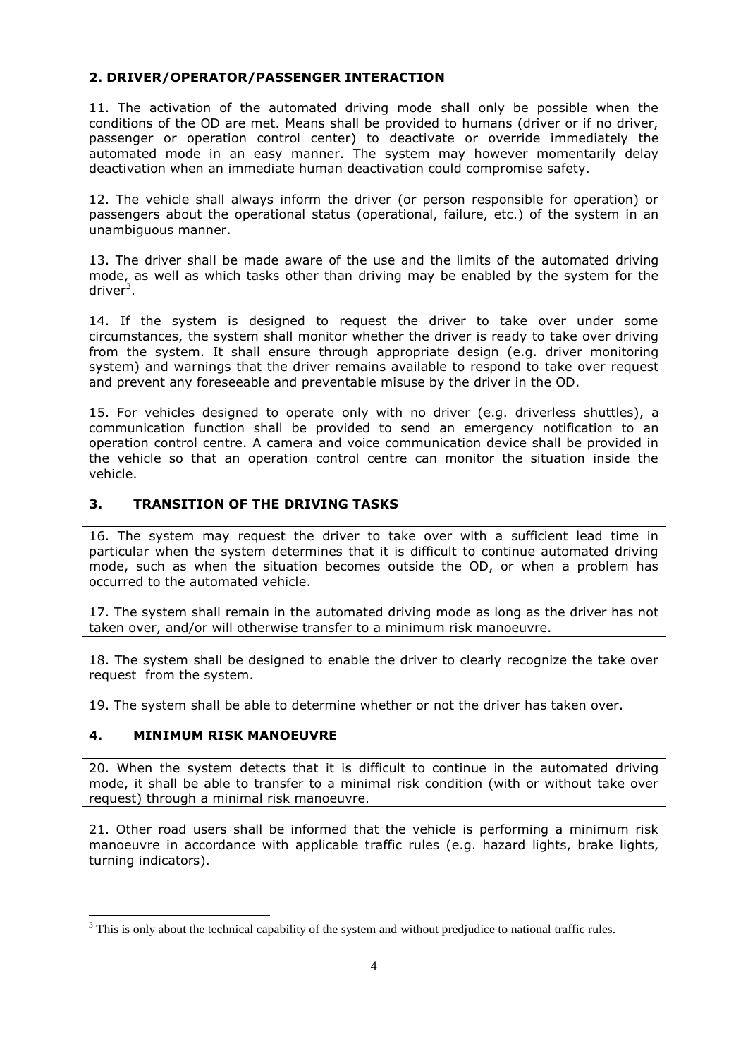## 2. DRIVER/OPERATOR/PASSENGER INTERACTION

11. The activation of the automated driving mode shall only be possible when the conditions of the OD are met. Means shall be provided to humans (driver or if no driver, passenger or operation control center) to deactivate or override immediately the automated mode in an easy manner. The system may however momentarily delay deactivation when an immediate human deactivation could compromise safety.

12. The vehicle shall always inform the driver (or person responsible for operation) or passengers about the operational status (operational, failure, etc.) of the system in an unambiguous manner.

13. The driver shall be made aware of the use and the limits of the automated driving mode, as well as which tasks other than driving may be enabled by the system for the driver[3].

14. If the system is designed to request the driver to take over under some circumstances, the system shall monitor whether the driver is ready to take over driving from the system. It shall ensure through appropriate design (e.g. driver monitoring system) and warnings that the driver remains available to respond to take over request and prevent any foreseeable and preventable misuse by the driver in the OD.

15. For vehicles designed to operate only with no driver (e.g. driverless shuttles), a communication function shall be provided to send an emergency notification to an operation control centre. A camera and voice communication device shall be provided in the vehicle so that an operation control centre can monitor the situation inside the vehicle.

## 3. TRANSITION OF THE DRIVING TASKS

16. The system may request the driver to take over with a sufficient lead time in particular when the system determines that it is difficult to continue automated driving mode, such as when the situation becomes outside the OD, or when a problem has occurred to the automated vehicle.

17. The system shall remain in the automated driving mode as long as the driver has not taken over, and/or will otherwise transfer to a minimum risk manoeuvre.

18. The system shall be designed to enable the driver to clearly recognize the take over request from the system.

19. The system shall be able to determine whether or not the driver has taken over.

## 4. MINIMUM RISK MANOEUVRE

20. When the system detects that it is difficult to continue in the automated driving mode, it shall be able to transfer to a minimal risk condition (with or without take over request) through a minimal risk manoeuvre.

21. Other road users shall be informed that the vehicle is performing a minimum risk manoeuvre in accordance with applicable traffic rules (e.g. hazard lights, brake lights, turning indicators).

---

[3] This is only about the technical capability of the system and without predjudice to national traffic rules.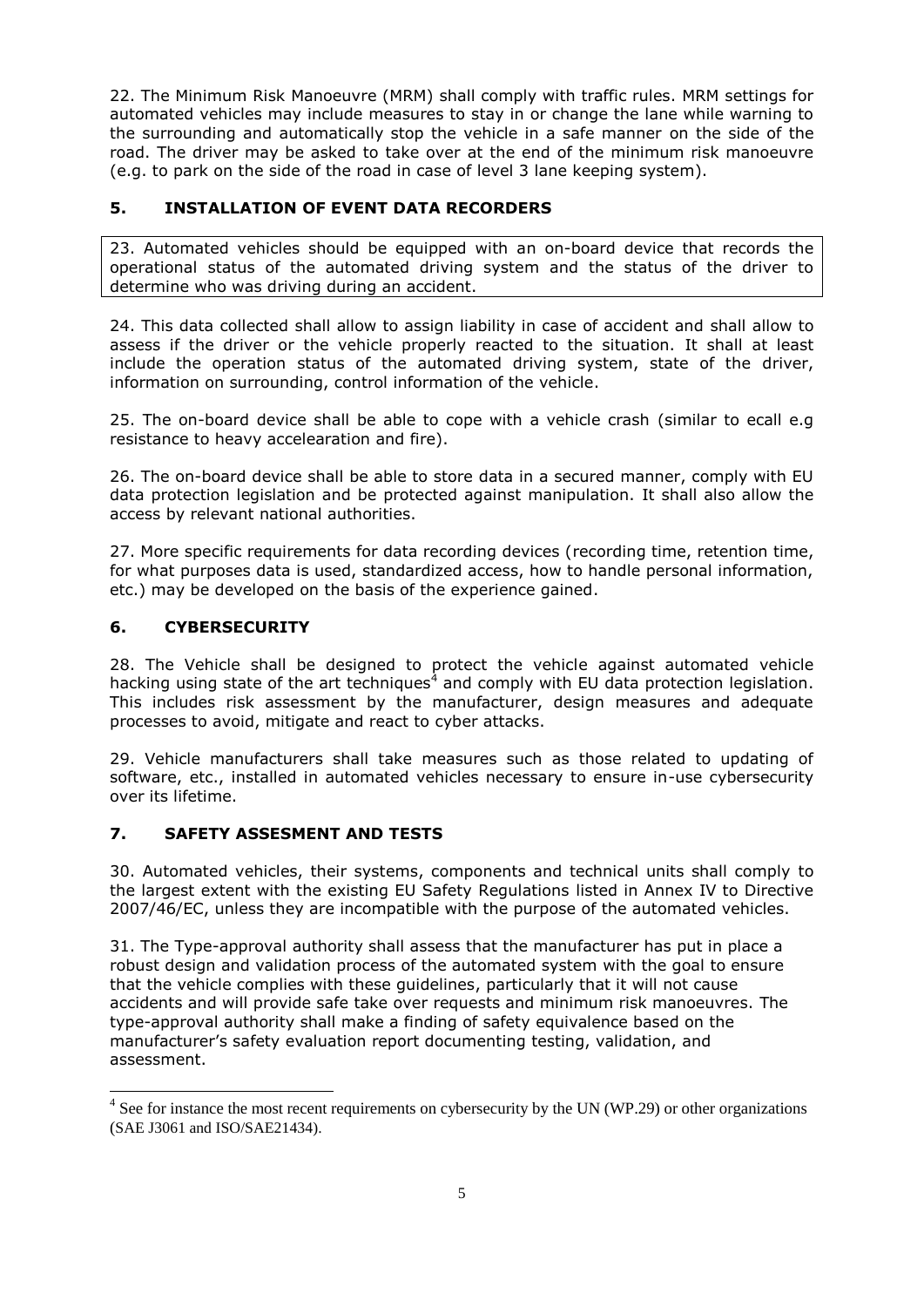22. The Minimum Risk Manoeuvre (MRM) shall comply with traffic rules. MRM settings for automated vehicles may include measures to stay in or change the lane while warning to the surrounding and automatically stop the vehicle in a safe manner on the side of the road. The driver may be asked to take over at the end of the minimum risk manoeuvre (e.g. to park on the side of the road in case of level 3 lane keeping system).

## 5. INSTALLATION OF EVENT DATA RECORDERS

23. Automated vehicles should be equipped with an on-board device that records the operational status of the automated driving system and the status of the driver to determine who was driving during an accident.

24. This data collected shall allow to assign liability in case of accident and shall allow to assess if the driver or the vehicle properly reacted to the situation. It shall at least include the operation status of the automated driving system, state of the driver, information on surrounding, control information of the vehicle.

25. The on-board device shall be able to cope with a vehicle crash (similar to ecall e.g resistance to heavy accelearation and fire).

26. The on-board device shall be able to store data in a secured manner, comply with EU data protection legislation and be protected against manipulation. It shall also allow the access by relevant national authorities.

27. More specific requirements for data recording devices (recording time, retention time, for what purposes data is used, standardized access, how to handle personal information, etc.) may be developed on the basis of the experience gained.

## 6. CYBERSECURITY

28. The Vehicle shall be designed to protect the vehicle against automated vehicle hacking using state of the art techniques[4] and comply with EU data protection legislation. This includes risk assessment by the manufacturer, design measures and adequate processes to avoid, mitigate and react to cyber attacks.

29. Vehicle manufacturers shall take measures such as those related to updating of software, etc., installed in automated vehicles necessary to ensure in-use cybersecurity over its lifetime.

## 7. SAFETY ASSESMENT AND TESTS

30. Automated vehicles, their systems, components and technical units shall comply to the largest extent with the existing EU Safety Regulations listed in Annex IV to Directive 2007/46/EC, unless they are incompatible with the purpose of the automated vehicles.

31. The Type-approval authority shall assess that the manufacturer has put in place a robust design and validation process of the automated system with the goal to ensure that the vehicle complies with these guidelines, particularly that it will not cause accidents and will provide safe take over requests and minimum risk manoeuvres. The type-approval authority shall make a finding of safety equivalence based on the manufacturer's safety evaluation report documenting testing, validation, and assessment.

[4] See for instance the most recent requirements on cybersecurity by the UN (WP.29) or other organizations (SAE J3061 and ISO/SAE21434).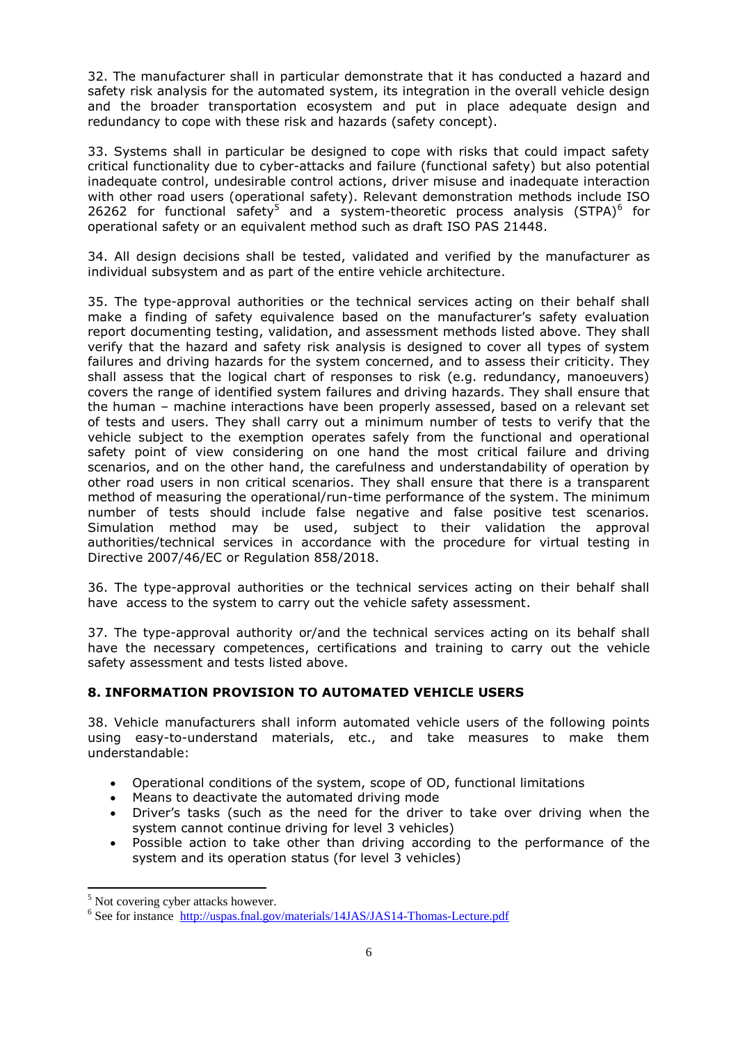32. The manufacturer shall in particular demonstrate that it has conducted a hazard and safety risk analysis for the automated system, its integration in the overall vehicle design and the broader transportation ecosystem and put in place adequate design and redundancy to cope with these risk and hazards (safety concept).

33. Systems shall in particular be designed to cope with risks that could impact safety critical functionality due to cyber-attacks and failure (functional safety) but also potential inadequate control, undesirable control actions, driver misuse and inadequate interaction with other road users (operational safety). Relevant demonstration methods include ISO 26262 for functional safety[5] and a system-theoretic process analysis (STPA)[6] for operational safety or an equivalent method such as draft ISO PAS 21448.

34. All design decisions shall be tested, validated and verified by the manufacturer as individual subsystem and as part of the entire vehicle architecture.

35. The type-approval authorities or the technical services acting on their behalf shall make a finding of safety equivalence based on the manufacturer's safety evaluation report documenting testing, validation, and assessment methods listed above. They shall verify that the hazard and safety risk analysis is designed to cover all types of system failures and driving hazards for the system concerned, and to assess their criticity. They shall assess that the logical chart of responses to risk (e.g. redundancy, manoeuvers) covers the range of identified system failures and driving hazards. They shall ensure that the human – machine interactions have been properly assessed, based on a relevant set of tests and users. They shall carry out a minimum number of tests to verify that the vehicle subject to the exemption operates safely from the functional and operational safety point of view considering on one hand the most critical failure and driving scenarios, and on the other hand, the carefulness and understandability of operation by other road users in non critical scenarios. They shall ensure that there is a transparent method of measuring the operational/run-time performance of the system. The minimum number of tests should include false negative and false positive test scenarios. Simulation method may be used, subject to their validation the approval authorities/technical services in accordance with the procedure for virtual testing in Directive 2007/46/EC or Regulation 858/2018.

36. The type-approval authorities or the technical services acting on their behalf shall have access to the system to carry out the vehicle safety assessment.

37. The type-approval authority or/and the technical services acting on its behalf shall have the necessary competences, certifications and training to carry out the vehicle safety assessment and tests listed above.

## 8. INFORMATION PROVISION TO AUTOMATED VEHICLE USERS

38. Vehicle manufacturers shall inform automated vehicle users of the following points using easy-to-understand materials, etc., and take measures to make them understandable:

- Operational conditions of the system, scope of OD, functional limitations
- Means to deactivate the automated driving mode
- Driver's tasks (such as the need for the driver to take over driving when the system cannot continue driving for level 3 vehicles)
- Possible action to take other than driving according to the performance of the system and its operation status (for level 3 vehicles)

---

[5] Not covering cyber attacks however.

[6] See for instance http://uspas.fnal.gov/materials/14JAS/JAS14-Thomas-Lecture.pdf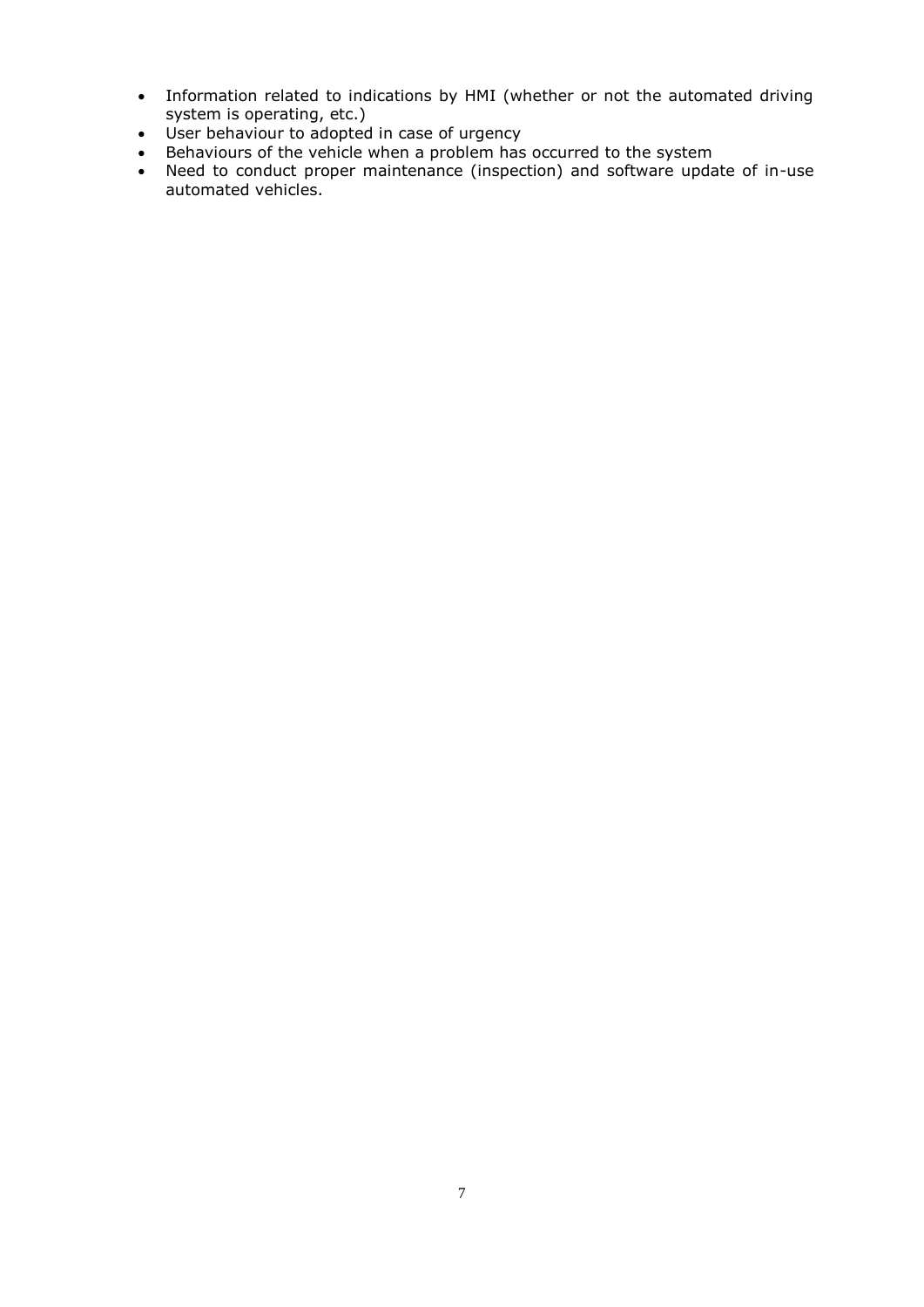- Information related to indications by HMI (whether or not the automated driving system is operating, etc.)
- User behaviour to adopted in case of urgency
- Behaviours of the vehicle when a problem has occurred to the system
- Need to conduct proper maintenance (inspection) and software update of in-use automated vehicles.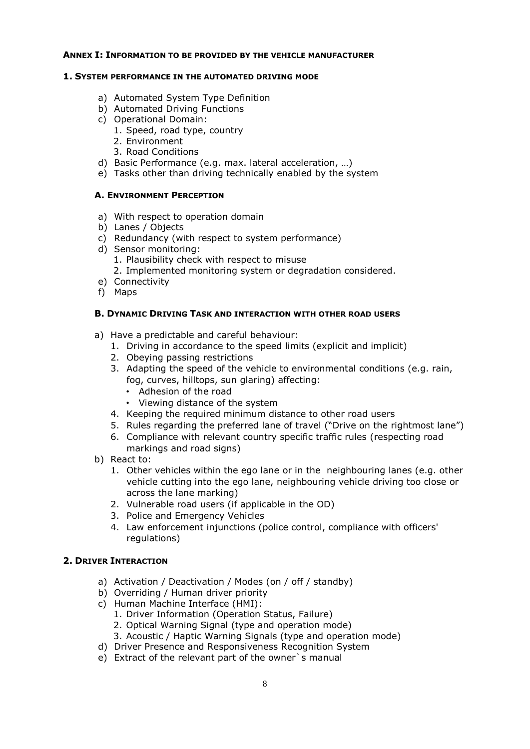## ANNEX I: INFORMATION TO BE PROVIDED BY THE VEHICLE MANUFACTURER

### 1. SYSTEM PERFORMANCE IN THE AUTOMATED DRIVING MODE

a) Automated System Type Definition
b) Automated Driving Functions
c) Operational Domain:
   1. Speed, road type, country
   2. Environment
   3. Road Conditions
d) Basic Performance (e.g. max. lateral acceleration, …)
e) Tasks other than driving technically enabled by the system

#### A. ENVIRONMENT PERCEPTION

a) With respect to operation domain
b) Lanes / Objects
c) Redundancy (with respect to system performance)
d) Sensor monitoring:
   1. Plausibility check with respect to misuse
   2. Implemented monitoring system or degradation considered.
e) Connectivity
f) Maps

#### B. DYNAMIC DRIVING TASK AND INTERACTION WITH OTHER ROAD USERS

a) Have a predictable and careful behaviour:
   1. Driving in accordance to the speed limits (explicit and implicit)
   2. Obeying passing restrictions
   3. Adapting the speed of the vehicle to environmental conditions (e.g. rain, fog, curves, hilltops, sun glaring) affecting:
      - Adhesion of the road
      - Viewing distance of the system
   4. Keeping the required minimum distance to other road users
   5. Rules regarding the preferred lane of travel ("Drive on the rightmost lane")
   6. Compliance with relevant country specific traffic rules (respecting road markings and road signs)
b) React to:
   1. Other vehicles within the ego lane or in the neighbouring lanes (e.g. other vehicle cutting into the ego lane, neighbouring vehicle driving too close or across the lane marking)
   2. Vulnerable road users (if applicable in the OD)
   3. Police and Emergency Vehicles
   4. Law enforcement injunctions (police control, compliance with officers' regulations)

### 2. DRIVER INTERACTION

a) Activation / Deactivation / Modes (on / off / standby)
b) Overriding / Human driver priority
c) Human Machine Interface (HMI):
   1. Driver Information (Operation Status, Failure)
   2. Optical Warning Signal (type and operation mode)
   3. Acoustic / Haptic Warning Signals (type and operation mode)
d) Driver Presence and Responsiveness Recognition System
e) Extract of the relevant part of the owner`s manual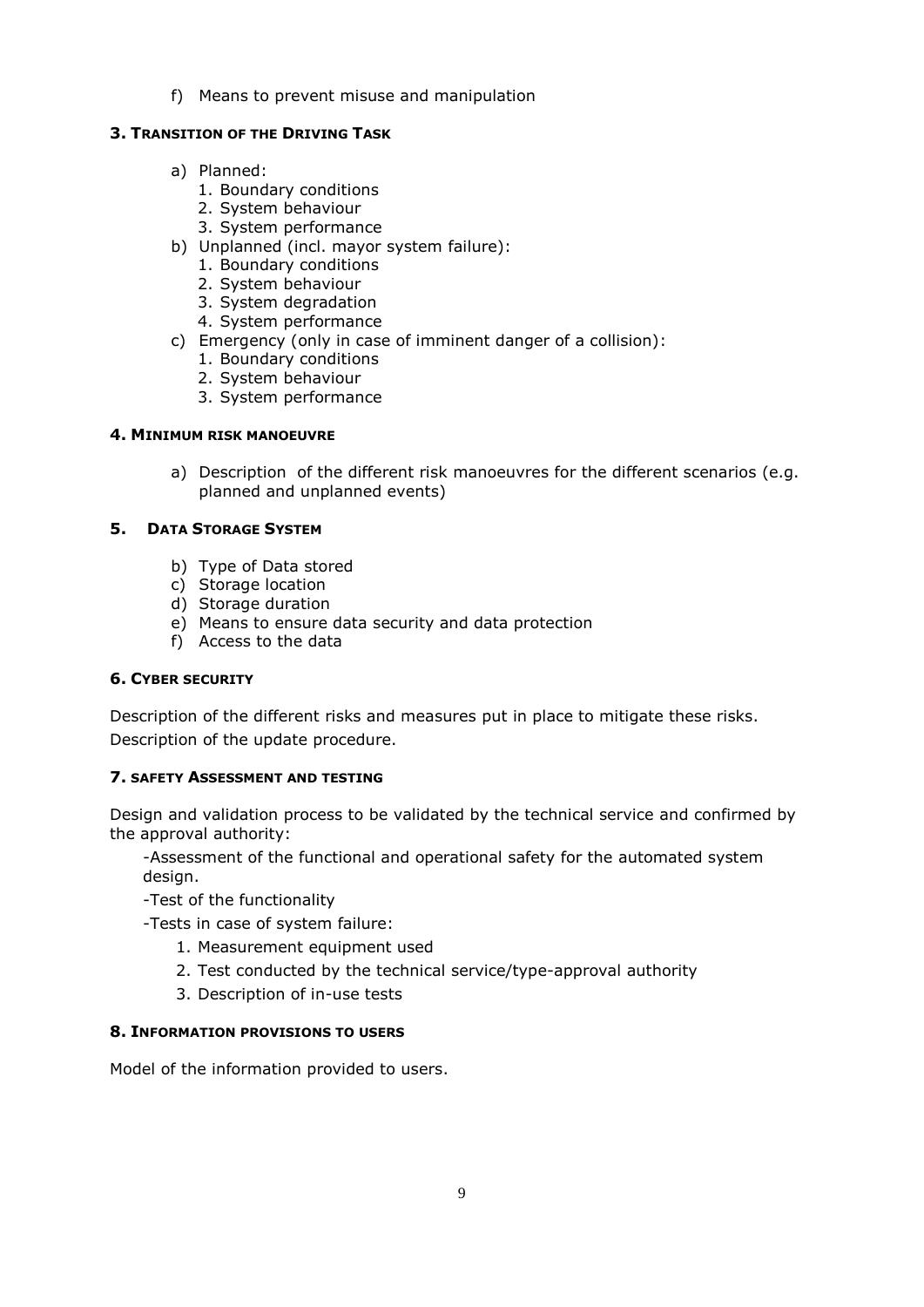f) Means to prevent misuse and manipulation

### 3. Transition of the Driving Task

a) Planned:
   1. Boundary conditions
   2. System behaviour
   3. System performance

b) Unplanned (incl. mayor system failure):
   1. Boundary conditions
   2. System behaviour
   3. System degradation
   4. System performance

c) Emergency (only in case of imminent danger of a collision):
   1. Boundary conditions
   2. System behaviour
   3. System performance

### 4. Minimum risk manoeuvre

a) Description  of the different risk manoeuvres for the different scenarios (e.g. planned and unplanned events)

### 5. Data Storage System

b) Type of Data stored
c) Storage location
d) Storage duration
e) Means to ensure data security and data protection
f) Access to the data

### 6. Cyber security

Description of the different risks and measures put in place to mitigate these risks.
Description of the update procedure.

### 7. safety Assessment and testing

Design and validation process to be validated by the technical service and confirmed by the approval authority:

-Assessment of the functional and operational safety for the automated system design.

-Test of the functionality

-Tests in case of system failure:

1. Measurement equipment used
2. Test conducted by the technical service/type-approval authority
3. Description of in-use tests

### 8. Information provisions to users

Model of the information provided to users.